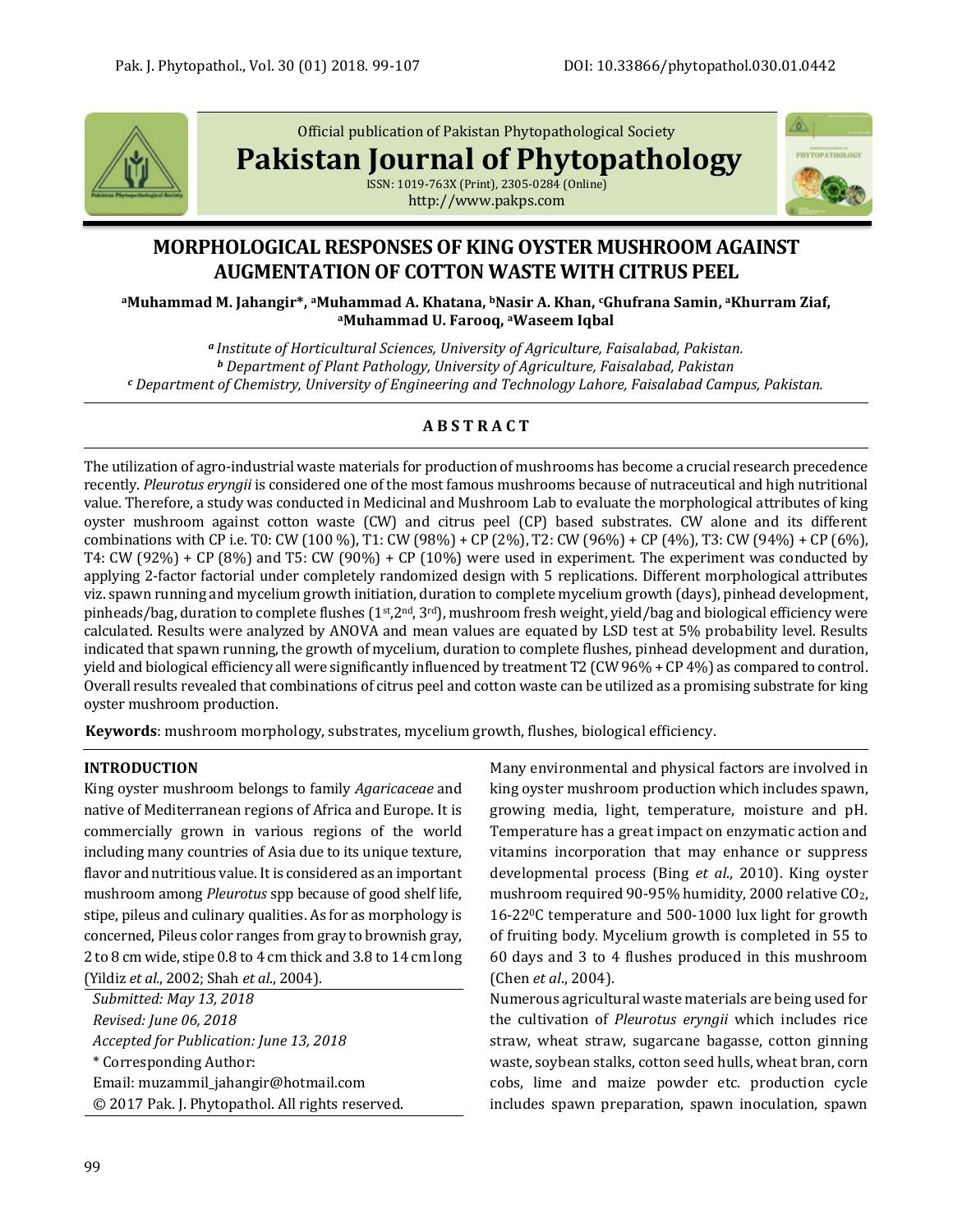Official publication of Pakistan Phytopathological Society

**Pakistan Journal of Phytopathology**

ISSN: 1019-763X (Print), 2305-0284 (Online)
http://www.pakps.com

# MORPHOLOGICAL RESPONSES OF KING OYSTER MUSHROOM AGAINST AUGMENTATION OF COTTON WASTE WITH CITRUS PEEL

**[a]Muhammad M. Jahangir\*, [a]Muhammad A. Khatana, [b]Nasir A. Khan, [c]Ghufrana Samin, [a]Khurram Ziaf, [a]Muhammad U. Farooq, [a]Waseem Iqbal**

*[a] Institute of Horticultural Sciences, University of Agriculture, Faisalabad, Pakistan.*
*[b] Department of Plant Pathology, University of Agriculture, Faisalabad, Pakistan*
*[c] Department of Chemistry, University of Engineering and Technology Lahore, Faisalabad Campus, Pakistan.*

## A B S T R A C T

The utilization of agro-industrial waste materials for production of mushrooms has become a crucial research precedence recently. *Pleurotus eryngii* is considered one of the most famous mushrooms because of nutraceutical and high nutritional value. Therefore, a study was conducted in Medicinal and Mushroom Lab to evaluate the morphological attributes of king oyster mushroom against cotton waste (CW) and citrus peel (CP) based substrates. CW alone and its different combinations with CP i.e. T0: CW (100 %), T1: CW (98%) + CP (2%), T2: CW (96%) + CP (4%), T3: CW (94%) + CP (6%), T4: CW (92%) + CP (8%) and T5: CW (90%) + CP (10%) were used in experiment. The experiment was conducted by applying 2-factor factorial under completely randomized design with 5 replications. Different morphological attributes viz. spawn running and mycelium growth initiation, duration to complete mycelium growth (days), pinhead development, pinheads/bag, duration to complete flushes (1st, 2nd, 3rd), mushroom fresh weight, yield/bag and biological efficiency were calculated. Results were analyzed by ANOVA and mean values are equated by LSD test at 5% probability level. Results indicated that spawn running, the growth of mycelium, duration to complete flushes, pinhead development and duration, yield and biological efficiency all were significantly influenced by treatment T2 (CW 96% + CP 4%) as compared to control. Overall results revealed that combinations of citrus peel and cotton waste can be utilized as a promising substrate for king oyster mushroom production.

**Keywords**: mushroom morphology, substrates, mycelium growth, flushes, biological efficiency.

## INTRODUCTION

King oyster mushroom belongs to family *Agaricaceae* and native of Mediterranean regions of Africa and Europe. It is commercially grown in various regions of the world including many countries of Asia due to its unique texture, flavor and nutritious value. It is considered as an important mushroom among *Pleurotus* spp because of good shelf life, stipe, pileus and culinary qualities. As for as morphology is concerned, Pileus color ranges from gray to brownish gray, 2 to 8 cm wide, stipe 0.8 to 4 cm thick and 3.8 to 14 cm long (Yildiz *et al*., 2002; Shah *et al*., 2004).

*Submitted: May 13, 2018*
*Revised: June 06, 2018*
*Accepted for Publication: June 13, 2018*
\* Corresponding Author:
Email: muzammil_jahangir@hotmail.com
© 2017 Pak. J. Phytopathol. All rights reserved.

Many environmental and physical factors are involved in king oyster mushroom production which includes spawn, growing media, light, temperature, moisture and pH. Temperature has a great impact on enzymatic action and vitamins incorporation that may enhance or suppress developmental process (Bing *et al*., 2010). King oyster mushroom required 90-95% humidity, 2000 relative $CO_2$, 16-22$^0$C temperature and 500-1000 lux light for growth of fruiting body. Mycelium growth is completed in 55 to 60 days and 3 to 4 flushes produced in this mushroom (Chen *et al*., 2004).

Numerous agricultural waste materials are being used for the cultivation of *Pleurotus eryngii* which includes rice straw, wheat straw, sugarcane bagasse, cotton ginning waste, soybean stalks, cotton seed hulls, wheat bran, corn cobs, lime and maize powder etc. production cycle includes spawn preparation, spawn inoculation, spawn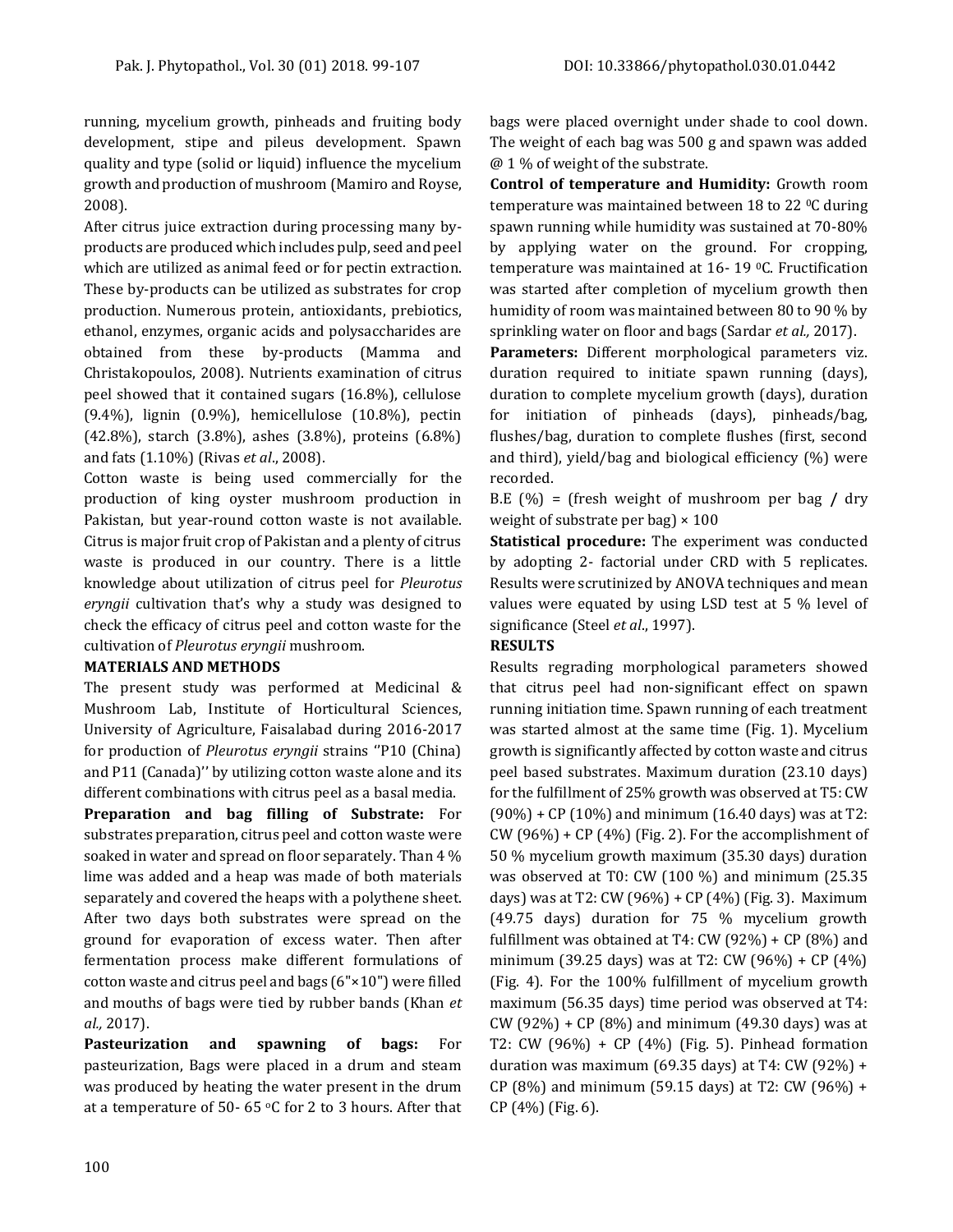running, mycelium growth, pinheads and fruiting body development, stipe and pileus development. Spawn quality and type (solid or liquid) influence the mycelium growth and production of mushroom (Mamiro and Royse, 2008).

After citrus juice extraction during processing many by-products are produced which includes pulp, seed and peel which are utilized as animal feed or for pectin extraction. These by-products can be utilized as substrates for crop production. Numerous protein, antioxidants, prebiotics, ethanol, enzymes, organic acids and polysaccharides are obtained from these by-products (Mamma and Christakopoulos, 2008). Nutrients examination of citrus peel showed that it contained sugars (16.8%), cellulose (9.4%), lignin (0.9%), hemicellulose (10.8%), pectin (42.8%), starch (3.8%), ashes (3.8%), proteins (6.8%) and fats (1.10%) (Rivas *et al*., 2008).

Cotton waste is being used commercially for the production of king oyster mushroom production in Pakistan, but year-round cotton waste is not available. Citrus is major fruit crop of Pakistan and a plenty of citrus waste is produced in our country. There is a little knowledge about utilization of citrus peel for *Pleurotus eryngii* cultivation that's why a study was designed to check the efficacy of citrus peel and cotton waste for the cultivation of *Pleurotus eryngii* mushroom.

## MATERIALS AND METHODS

The present study was performed at Medicinal & Mushroom Lab, Institute of Horticultural Sciences, University of Agriculture, Faisalabad during 2016-2017 for production of *Pleurotus eryngii* strains ''P10 (China) and P11 (Canada)'' by utilizing cotton waste alone and its different combinations with citrus peel as a basal media.

**Preparation and bag filling of Substrate:** For substrates preparation, citrus peel and cotton waste were soaked in water and spread on floor separately. Than 4 % lime was added and a heap was made of both materials separately and covered the heaps with a polythene sheet. After two days both substrates were spread on the ground for evaporation of excess water. Then after fermentation process make different formulations of cotton waste and citrus peel and bags (6"×10") were filled and mouths of bags were tied by rubber bands (Khan *et al.,* 2017).

**Pasteurization and spawning of bags:** For pasteurization, Bags were placed in a drum and steam was produced by heating the water present in the drum at a temperature of 50- 65 °C for 2 to 3 hours. After that bags were placed overnight under shade to cool down. The weight of each bag was 500 g and spawn was added @ 1 % of weight of the substrate.

**Control of temperature and Humidity:** Growth room temperature was maintained between 18 to 22 °C during spawn running while humidity was sustained at 70-80% by applying water on the ground. For cropping, temperature was maintained at 16- 19 °C. Fructification was started after completion of mycelium growth then humidity of room was maintained between 80 to 90 % by sprinkling water on floor and bags (Sardar *et al.,* 2017).

**Parameters:** Different morphological parameters viz. duration required to initiate spawn running (days), duration to complete mycelium growth (days), duration for initiation of pinheads (days), pinheads/bag, flushes/bag, duration to complete flushes (first, second and third), yield/bag and biological efficiency (%) were recorded.

B.E (%) = (fresh weight of mushroom per bag / dry weight of substrate per bag) × 100

**Statistical procedure:** The experiment was conducted by adopting 2- factorial under CRD with 5 replicates. Results were scrutinized by ANOVA techniques and mean values were equated by using LSD test at 5 % level of significance (Steel *et al*., 1997).

## RESULTS

Results regrading morphological parameters showed that citrus peel had non-significant effect on spawn running initiation time. Spawn running of each treatment was started almost at the same time (Fig. 1). Mycelium growth is significantly affected by cotton waste and citrus peel based substrates. Maximum duration (23.10 days) for the fulfillment of 25% growth was observed at T5: CW (90%) + CP (10%) and minimum (16.40 days) was at T2: CW (96%) + CP (4%) (Fig. 2). For the accomplishment of 50 % mycelium growth maximum (35.30 days) duration was observed at T0: CW (100 %) and minimum (25.35 days) was at T2: CW (96%) + CP (4%) (Fig. 3). Maximum (49.75 days) duration for 75 % mycelium growth fulfillment was obtained at T4: CW (92%) + CP (8%) and minimum (39.25 days) was at T2: CW (96%) + CP (4%) (Fig. 4). For the 100% fulfillment of mycelium growth maximum (56.35 days) time period was observed at T4: CW (92%) + CP (8%) and minimum (49.30 days) was at T2: CW (96%) + CP (4%) (Fig. 5). Pinhead formation duration was maximum (69.35 days) at T4: CW (92%) + CP (8%) and minimum (59.15 days) at T2: CW (96%) + CP (4%) (Fig. 6).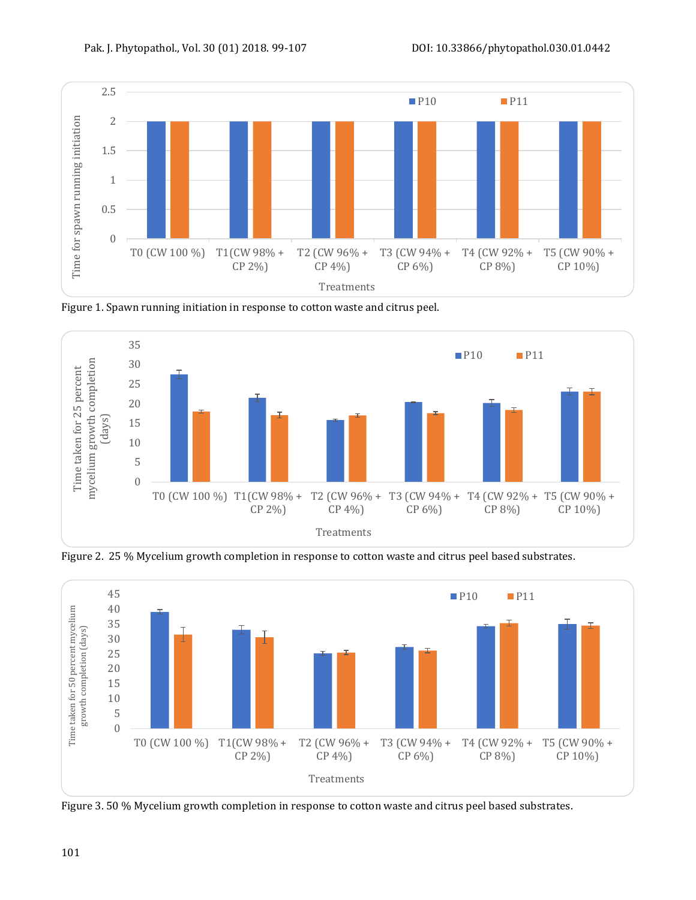Figure 1. Spawn running initiation in response to cotton waste and citrus peel.

Figure 2. 25 % Mycelium growth completion in response to cotton waste and citrus peel based substrates.

Figure 3. 50 % Mycelium growth completion in response to cotton waste and citrus peel based substrates.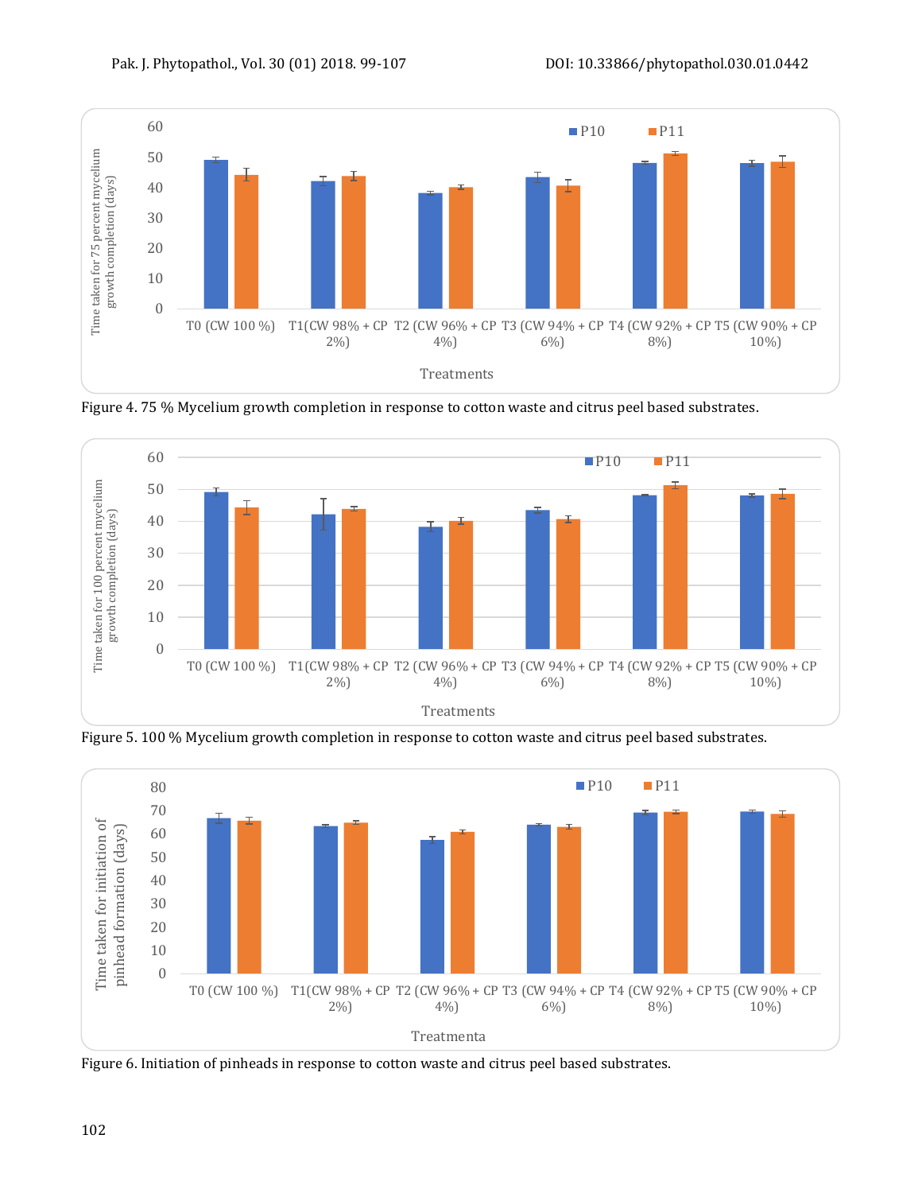Figure 4. 75 % Mycelium growth completion in response to cotton waste and citrus peel based substrates.

Figure 5. 100 % Mycelium growth completion in response to cotton waste and citrus peel based substrates.

Figure 6. Initiation of pinheads in response to cotton waste and citrus peel based substrates.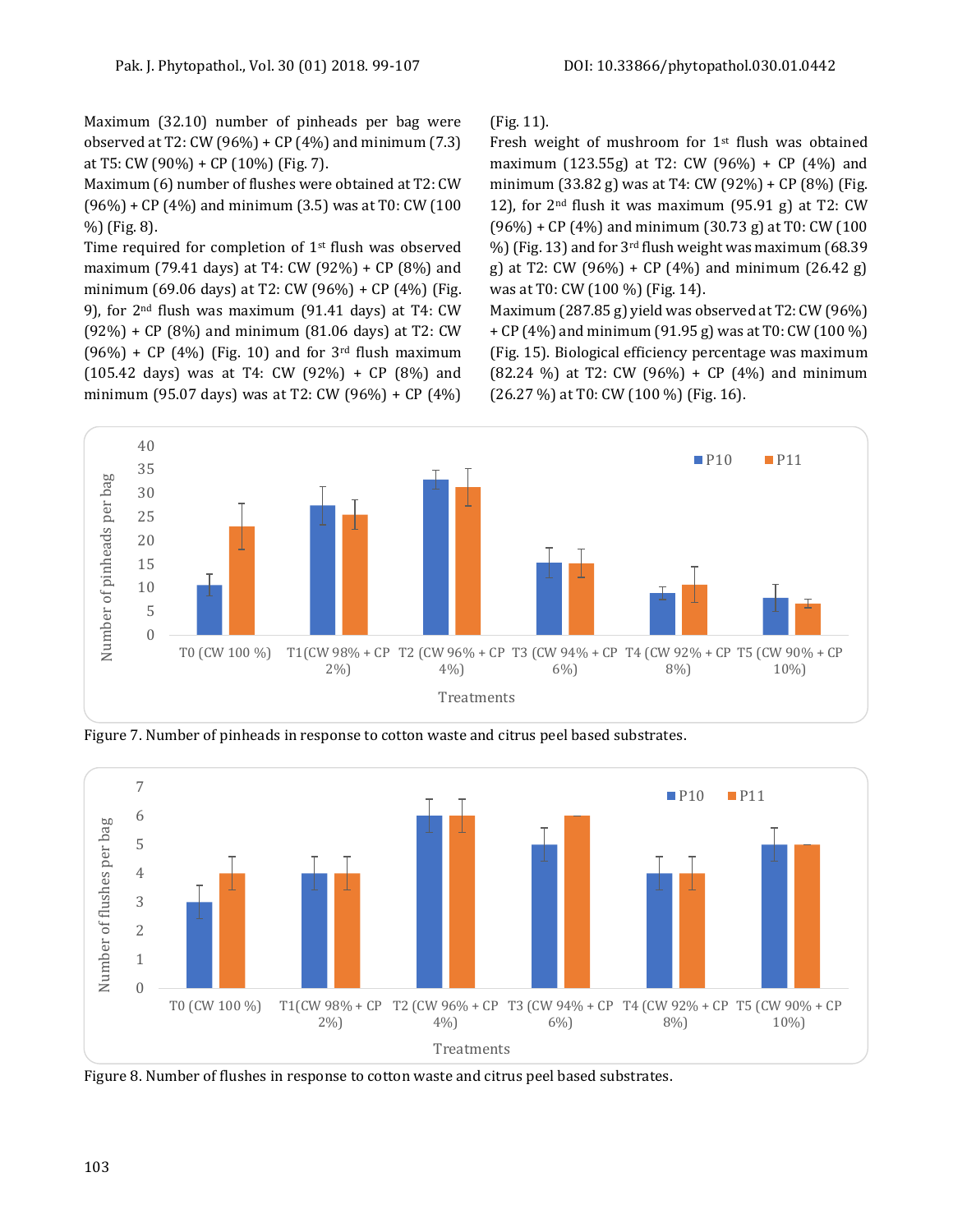Maximum (32.10) number of pinheads per bag were observed at T2: CW (96%) + CP (4%) and minimum (7.3) at T5: CW (90%) + CP (10%) (Fig. 7).

Maximum (6) number of flushes were obtained at T2: CW (96%) + CP (4%) and minimum (3.5) was at T0: CW (100 %) (Fig. 8).

Time required for completion of 1st flush was observed maximum (79.41 days) at T4: CW (92%) + CP (8%) and minimum (69.06 days) at T2: CW (96%) + CP (4%) (Fig. 9), for 2nd flush was maximum (91.41 days) at T4: CW (92%) + CP (8%) and minimum (81.06 days) at T2: CW (96%) + CP (4%) (Fig. 10) and for 3rd flush maximum (105.42 days) was at T4: CW (92%) + CP (8%) and minimum (95.07 days) was at T2: CW (96%) + CP (4%) (Fig. 11).

Fresh weight of mushroom for 1st flush was obtained maximum (123.55g) at T2: CW (96%) + CP (4%) and minimum (33.82 g) was at T4: CW (92%) + CP (8%) (Fig. 12), for 2nd flush it was maximum (95.91 g) at T2: CW (96%) + CP (4%) and minimum (30.73 g) at T0: CW (100 %) (Fig. 13) and for 3rd flush weight was maximum (68.39 g) at T2: CW (96%) + CP (4%) and minimum (26.42 g) was at T0: CW (100 %) (Fig. 14).

Maximum (287.85 g) yield was observed at T2: CW (96%) + CP (4%) and minimum (91.95 g) was at T0: CW (100 %) (Fig. 15). Biological efficiency percentage was maximum (82.24 %) at T2: CW (96%) + CP (4%) and minimum (26.27 %) at T0: CW (100 %) (Fig. 16).

Figure 7. Number of pinheads in response to cotton waste and citrus peel based substrates.

Figure 8. Number of flushes in response to cotton waste and citrus peel based substrates.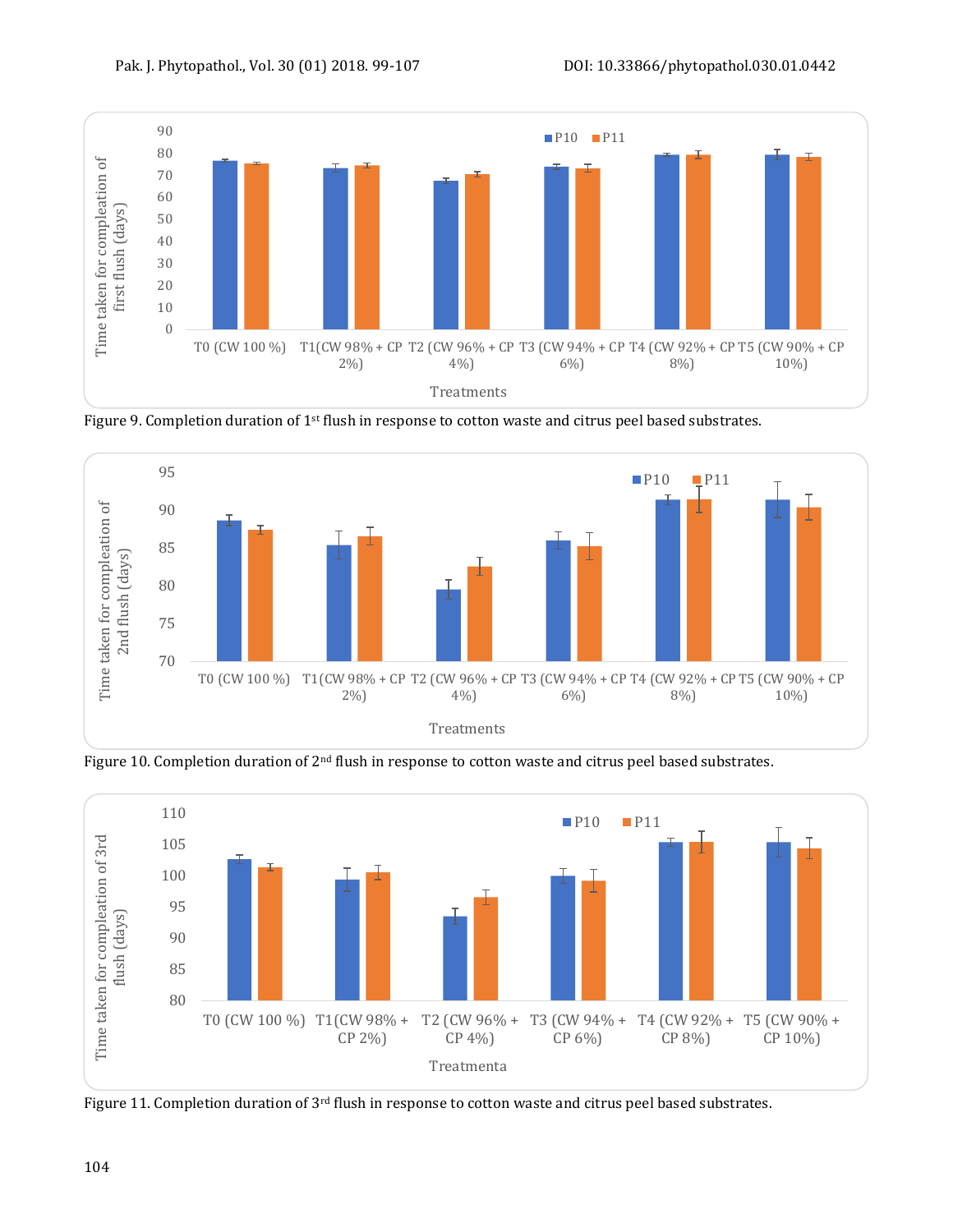Figure 9. Completion duration of 1st flush in response to cotton waste and citrus peel based substrates.

Figure 10. Completion duration of 2nd flush in response to cotton waste and citrus peel based substrates.

Figure 11. Completion duration of 3rd flush in response to cotton waste and citrus peel based substrates.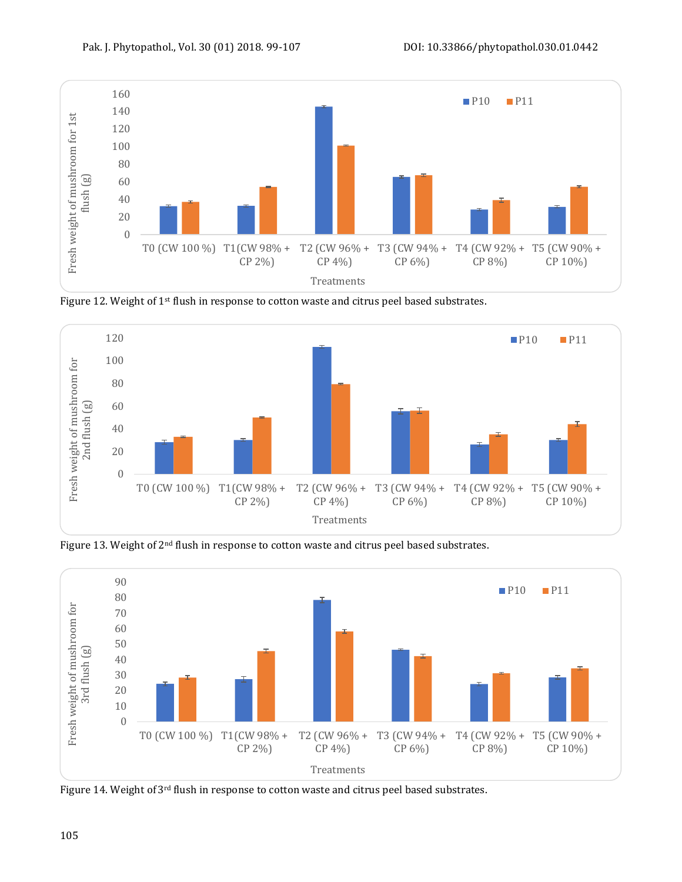Figure 12. Weight of 1st flush in response to cotton waste and citrus peel based substrates.

Figure 13. Weight of 2nd flush in response to cotton waste and citrus peel based substrates.

Figure 14. Weight of 3rd flush in response to cotton waste and citrus peel based substrates.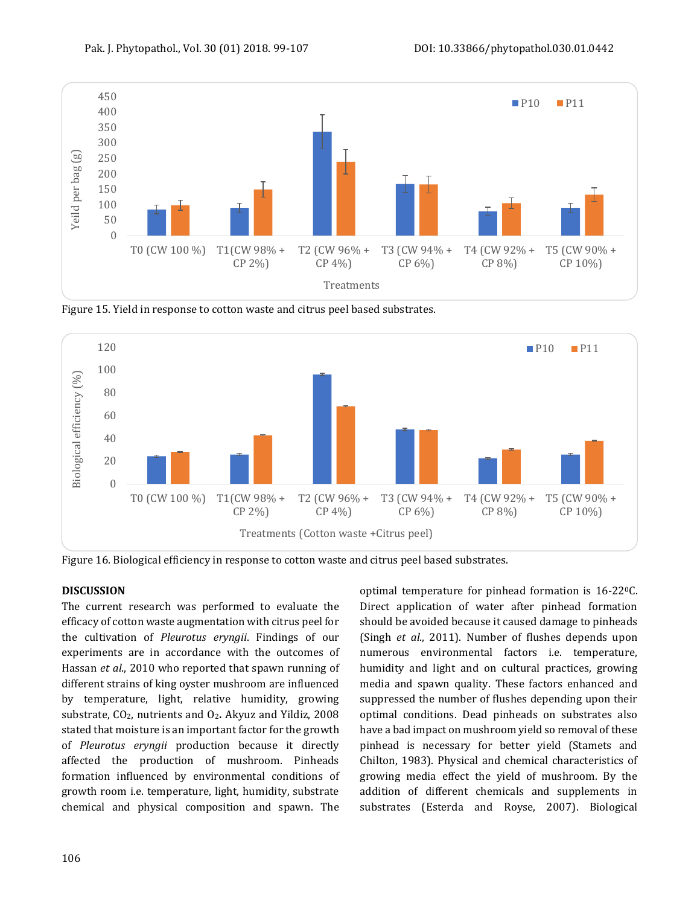Figure 15. Yield in response to cotton waste and citrus peel based substrates.

Figure 16. Biological efficiency in response to cotton waste and citrus peel based substrates.

## DISCUSSION

The current research was performed to evaluate the efficacy of cotton waste augmentation with citrus peel for the cultivation of *Pleurotus eryngii*. Findings of our experiments are in accordance with the outcomes of Hassan *et al*., 2010 who reported that spawn running of different strains of king oyster mushroom are influenced by temperature, light, relative humidity, growing substrate, $CO_2$, nutrients and $O_2$. Akyuz and Yildiz, 2008 stated that moisture is an important factor for the growth of *Pleurotus eryngii* production because it directly affected the production of mushroom. Pinheads formation influenced by environmental conditions of growth room i.e. temperature, light, humidity, substrate chemical and physical composition and spawn. The optimal temperature for pinhead formation is 16-22$^{0}$C. Direct application of water after pinhead formation should be avoided because it caused damage to pinheads (Singh *et al*., 2011). Number of flushes depends upon numerous environmental factors i.e. temperature, humidity and light and on cultural practices, growing media and spawn quality. These factors enhanced and suppressed the number of flushes depending upon their optimal conditions. Dead pinheads on substrates also have a bad impact on mushroom yield so removal of these pinhead is necessary for better yield (Stamets and Chilton, 1983). Physical and chemical characteristics of growing media effect the yield of mushroom. By the addition of different chemicals and supplements in substrates (Esterda and Royse, 2007). Biological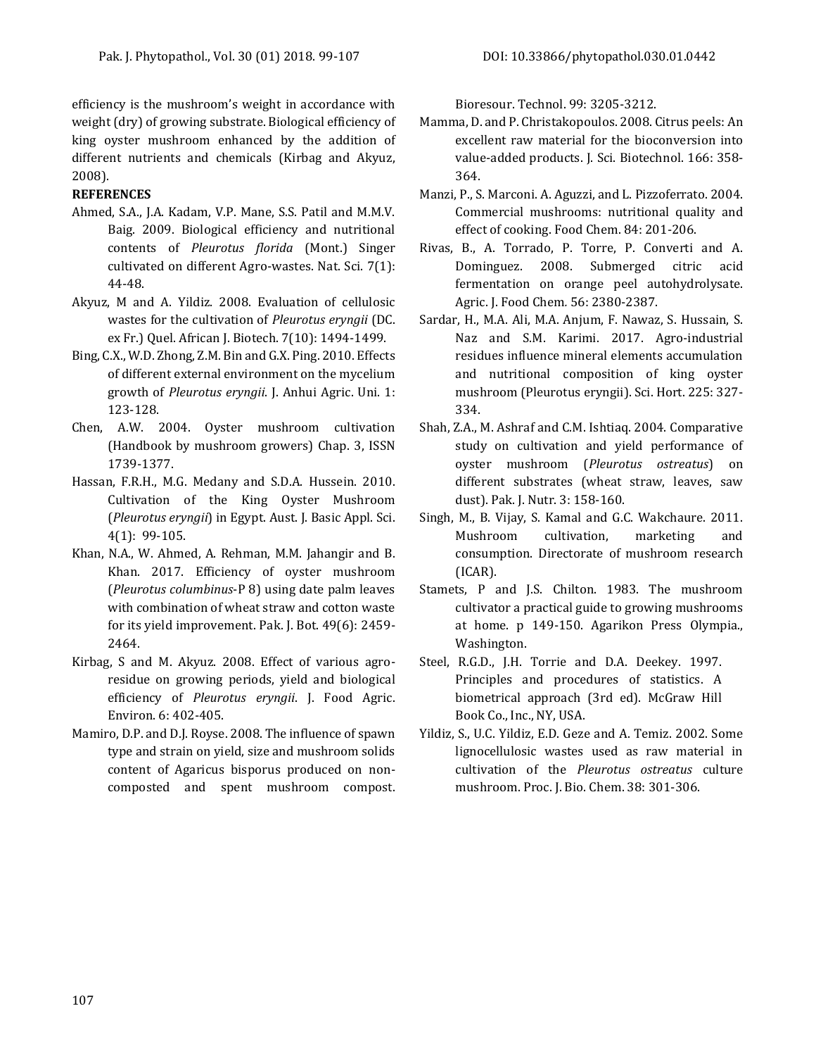efficiency is the mushroom's weight in accordance with weight (dry) of growing substrate. Biological efficiency of king oyster mushroom enhanced by the addition of different nutrients and chemicals (Kirbag and Akyuz, 2008).

**REFERENCES**

Ahmed, S.A., J.A. Kadam, V.P. Mane, S.S. Patil and M.M.V. Baig. 2009. Biological efficiency and nutritional contents of *Pleurotus florida* (Mont.) Singer cultivated on different Agro-wastes. Nat. Sci. 7(1): 44-48.

Akyuz, M and A. Yildiz. 2008. Evaluation of cellulosic wastes for the cultivation of *Pleurotus eryngii* (DC. ex Fr.) Quel. African J. Biotech. 7(10): 1494-1499.

Bing, C.X., W.D. Zhong, Z.M. Bin and G.X. Ping. 2010. Effects of different external environment on the mycelium growth of *Pleurotus eryngii*. J. Anhui Agric. Uni. 1: 123-128.

Chen, A.W. 2004. Oyster mushroom cultivation (Handbook by mushroom growers) Chap. 3, ISSN 1739-1377.

Hassan, F.R.H., M.G. Medany and S.D.A. Hussein. 2010. Cultivation of the King Oyster Mushroom (*Pleurotus eryngii*) in Egypt. Aust. J. Basic Appl. Sci. 4(1): 99-105.

Khan, N.A., W. Ahmed, A. Rehman, M.M. Jahangir and B. Khan. 2017. Efficiency of oyster mushroom (*Pleurotus columbinus*-P 8) using date palm leaves with combination of wheat straw and cotton waste for its yield improvement. Pak. J. Bot. 49(6): 2459-2464.

Kirbag, S and M. Akyuz. 2008. Effect of various agro-residue on growing periods, yield and biological efficiency of *Pleurotus eryngii*. J. Food Agric. Environ. 6: 402-405.

Mamiro, D.P. and D.J. Royse. 2008. The influence of spawn type and strain on yield, size and mushroom solids content of Agaricus bisporus produced on non-composted and spent mushroom compost. Bioresour. Technol. 99: 3205-3212.

Mamma, D. and P. Christakopoulos. 2008. Citrus peels: An excellent raw material for the bioconversion into value-added products. J. Sci. Biotechnol. 166: 358-364.

Manzi, P., S. Marconi. A. Aguzzi, and L. Pizzoferrato. 2004. Commercial mushrooms: nutritional quality and effect of cooking. Food Chem. 84: 201-206.

Rivas, B., A. Torrado, P. Torre, P. Converti and A. Dominguez. 2008. Submerged citric acid fermentation on orange peel autohydrolysate. Agric. J. Food Chem. 56: 2380-2387.

Sardar, H., M.A. Ali, M.A. Anjum, F. Nawaz, S. Hussain, S. Naz and S.M. Karimi. 2017. Agro-industrial residues influence mineral elements accumulation and nutritional composition of king oyster mushroom (Pleurotus eryngii). Sci. Hort. 225: 327-334.

Shah, Z.A., M. Ashraf and C.M. Ishtiaq. 2004. Comparative study on cultivation and yield performance of oyster mushroom (*Pleurotus ostreatus*) on different substrates (wheat straw, leaves, saw dust). Pak. J. Nutr. 3: 158-160.

Singh, M., B. Vijay, S. Kamal and G.C. Wakchaure. 2011. Mushroom cultivation, marketing and consumption. Directorate of mushroom research (ICAR).

Stamets, P and J.S. Chilton. 1983. The mushroom cultivator a practical guide to growing mushrooms at home. p 149-150. Agarikon Press Olympia., Washington.

Steel, R.G.D., J.H. Torrie and D.A. Deekey. 1997. Principles and procedures of statistics. A biometrical approach (3rd ed). McGraw Hill Book Co., Inc., NY, USA.

Yildiz, S., U.C. Yildiz, E.D. Geze and A. Temiz. 2002. Some lignocellulosic wastes used as raw material in cultivation of the *Pleurotus ostreatus* culture mushroom. Proc. J. Bio. Chem. 38: 301-306.